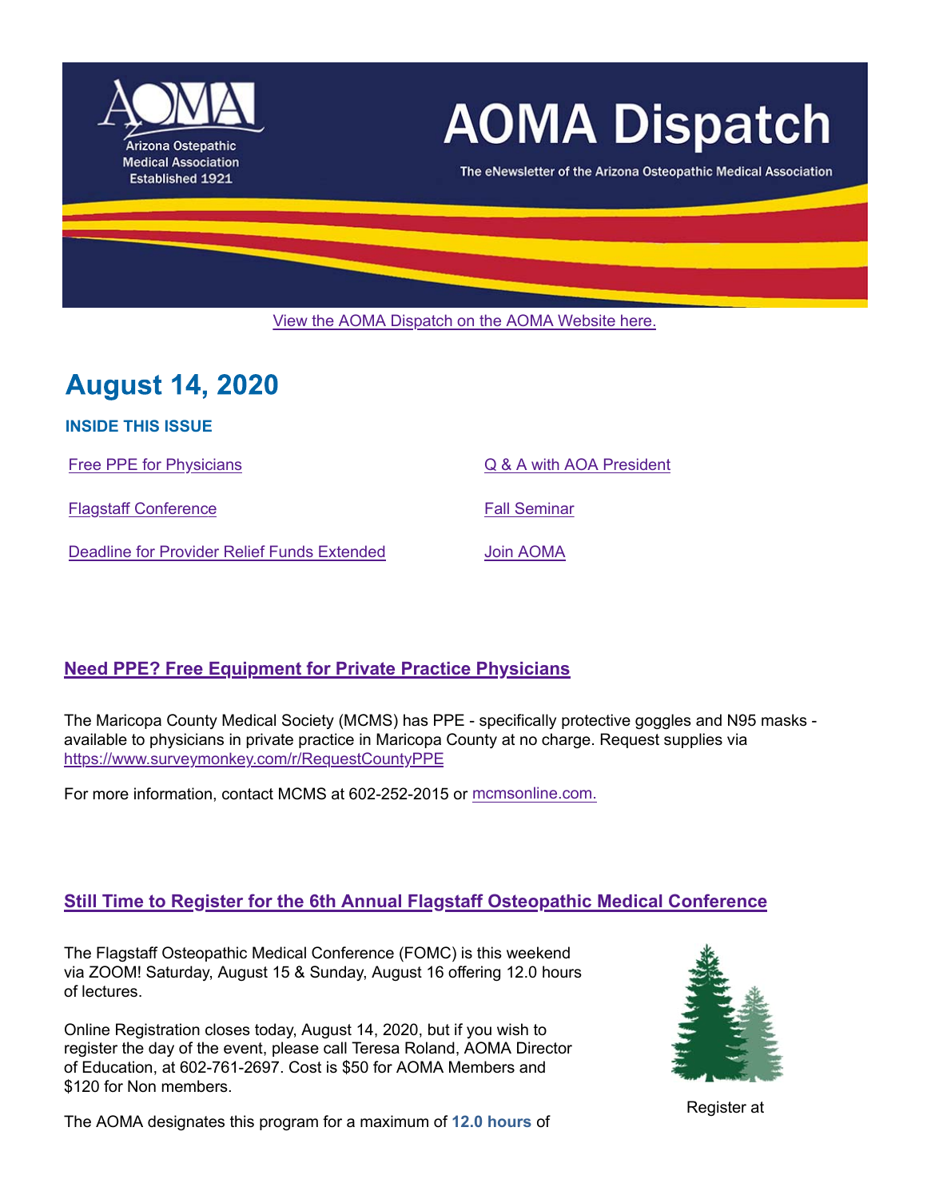Arizona Ostepathic Medical Association Established 1921

# AOMA Dispatch

The eNewsletter of the Arizona Osteopathic Medical Association

View the AOMA Dispatch on the AOMA Website here.

## August 14, 2020

**INSIDE THIS ISSUE**

- Free PPE for Physicians
- Flagstaff Conference
- Deadline for Provider Relief Funds Extended
- Q & A with AOA President
- Fall Seminar
- Join AOMA

### Need PPE? Free Equipment for Private Practice Physicians

The Maricopa County Medical Society (MCMS) has PPE - specifically protective goggles and N95 masks - available to physicians in private practice in Maricopa County at no charge. Request supplies via https://www.surveymonkey.com/r/RequestCountyPPE

For more information, contact MCMS at 602-252-2015 or mcmsonline.com.

### Still Time to Register for the 6th Annual Flagstaff Osteopathic Medical Conference

The Flagstaff Osteopathic Medical Conference (FOMC) is this weekend via ZOOM! Saturday, August 15 & Sunday, August 16 offering 12.0 hours of lectures.

Online Registration closes today, August 14, 2020, but if you wish to register the day of the event, please call Teresa Roland, AOMA Director of Education, at 602-761-2697. Cost is $50 for AOMA Members and $120 for Non members.

Register at

The AOMA designates this program for a maximum of **12.0 hours** of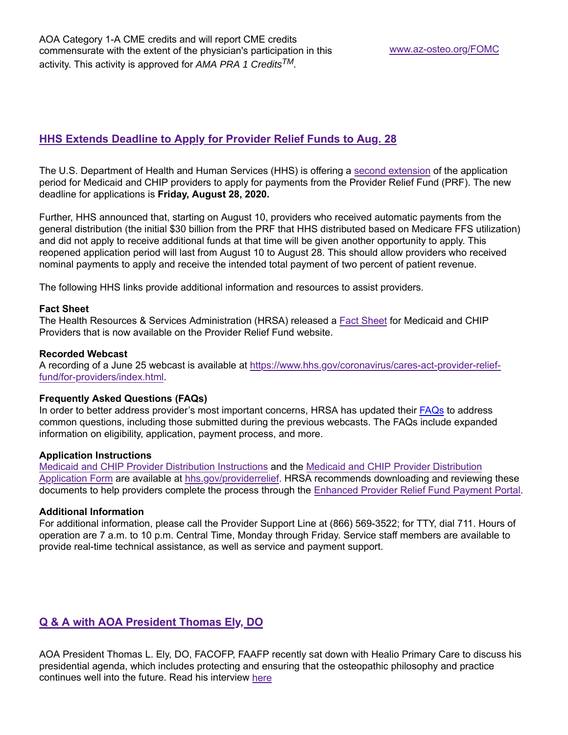AOA Category 1-A CME credits and will report CME credits commensurate with the extent of the physician's participation in this activity. This activity is approved for *AMA PRA 1 Credits™*.

www.az-osteo.org/FOMC

## HHS Extends Deadline to Apply for Provider Relief Funds to Aug. 28

The U.S. Department of Health and Human Services (HHS) is offering a second extension of the application period for Medicaid and CHIP providers to apply for payments from the Provider Relief Fund (PRF). The new deadline for applications is **Friday, August 28, 2020.**

Further, HHS announced that, starting on August 10, providers who received automatic payments from the general distribution (the initial $30 billion from the PRF that HHS distributed based on Medicare FFS utilization) and did not apply to receive additional funds at that time will be given another opportunity to apply. This reopened application period will last from August 10 to August 28. This should allow providers who received nominal payments to apply and receive the intended total payment of two percent of patient revenue.

The following HHS links provide additional information and resources to assist providers.

**Fact Sheet**
The Health Resources & Services Administration (HRSA) released a Fact Sheet for Medicaid and CHIP Providers that is now available on the Provider Relief Fund website.

**Recorded Webcast**
A recording of a June 25 webcast is available at https://www.hhs.gov/coronavirus/cares-act-provider-relief-fund/for-providers/index.html.

**Frequently Asked Questions (FAQs)**
In order to better address provider's most important concerns, HRSA has updated their FAQs to address common questions, including those submitted during the previous webcasts. The FAQs include expanded information on eligibility, application, payment process, and more.

**Application Instructions**
Medicaid and CHIP Provider Distribution Instructions and the Medicaid and CHIP Provider Distribution Application Form are available at hhs.gov/providerrelief. HRSA recommends downloading and reviewing these documents to help providers complete the process through the Enhanced Provider Relief Fund Payment Portal.

**Additional Information**
For additional information, please call the Provider Support Line at (866) 569-3522; for TTY, dial 711. Hours of operation are 7 a.m. to 10 p.m. Central Time, Monday through Friday. Service staff members are available to provide real-time technical assistance, as well as service and payment support.

## Q & A with AOA President Thomas Ely, DO

AOA President Thomas L. Ely, DO, FACOFP, FAAFP recently sat down with Healio Primary Care to discuss his presidential agenda, which includes protecting and ensuring that the osteopathic philosophy and practice continues well into the future. Read his interview here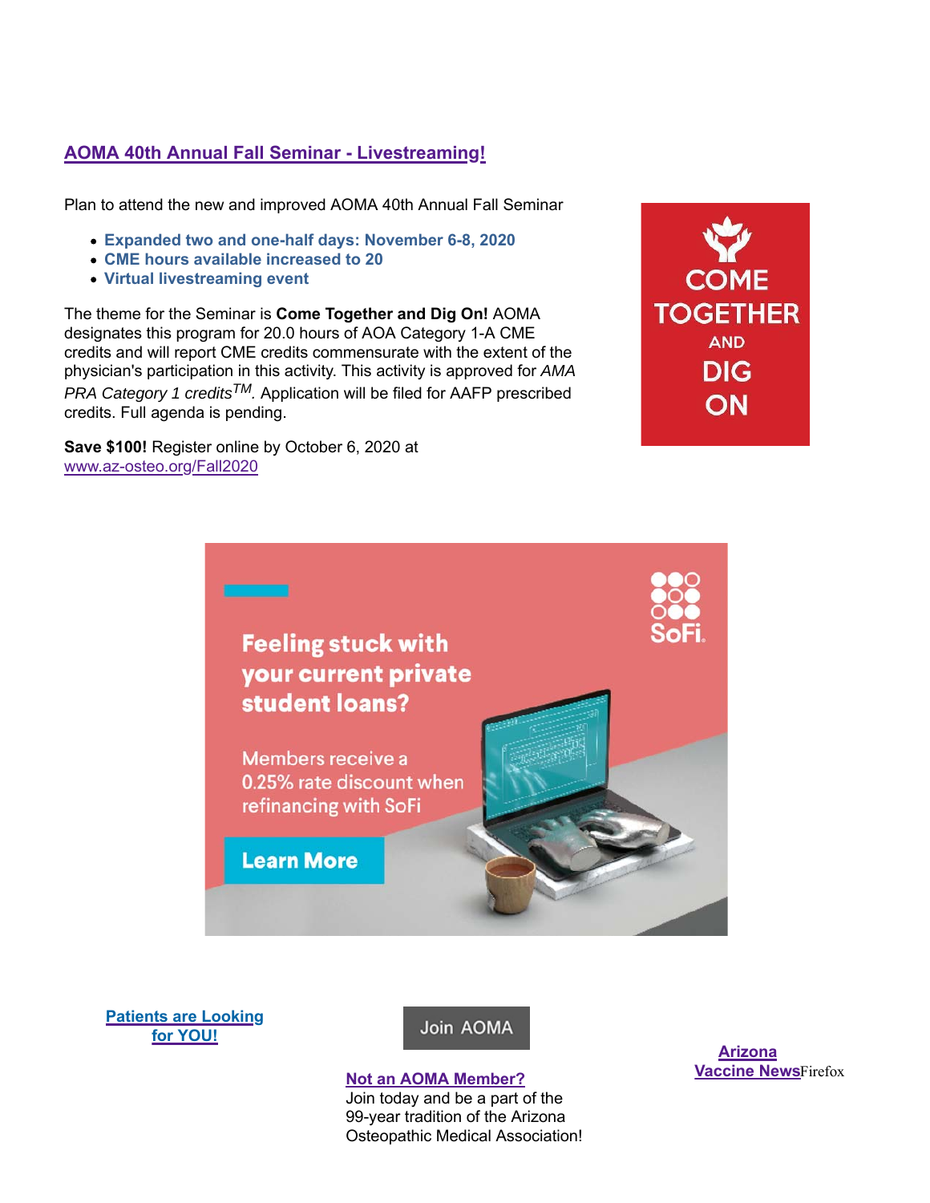## AOMA 40th Annual Fall Seminar - Livestreaming!

Plan to attend the new and improved AOMA 40th Annual Fall Seminar

- **Expanded two and one-half days: November 6-8, 2020**
- **CME hours available increased to 20**
- **Virtual livestreaming event**

The theme for the Seminar is **Come Together and Dig On!** AOMA designates this program for 20.0 hours of AOA Category 1-A CME credits and will report CME credits commensurate with the extent of the physician's participation in this activity. This activity is approved for *AMA PRA Category 1 credits*™. Application will be filed for AAFP prescribed credits. Full agenda is pending.

**Save $100!** Register online by October 6, 2020 at www.az-osteo.org/Fall2020

COME TOGETHER AND DIG ON

Feeling stuck with your current private student loans?

Members receive a 0.25% rate discount when refinancing with SoFi

Learn More

SoFi

**Patients are Looking for YOU!**

Join AOMA

**Not an AOMA Member?**
Join today and be a part of the 99-year tradition of the Arizona Osteopathic Medical Association!

**Arizona Vaccine News**Firefox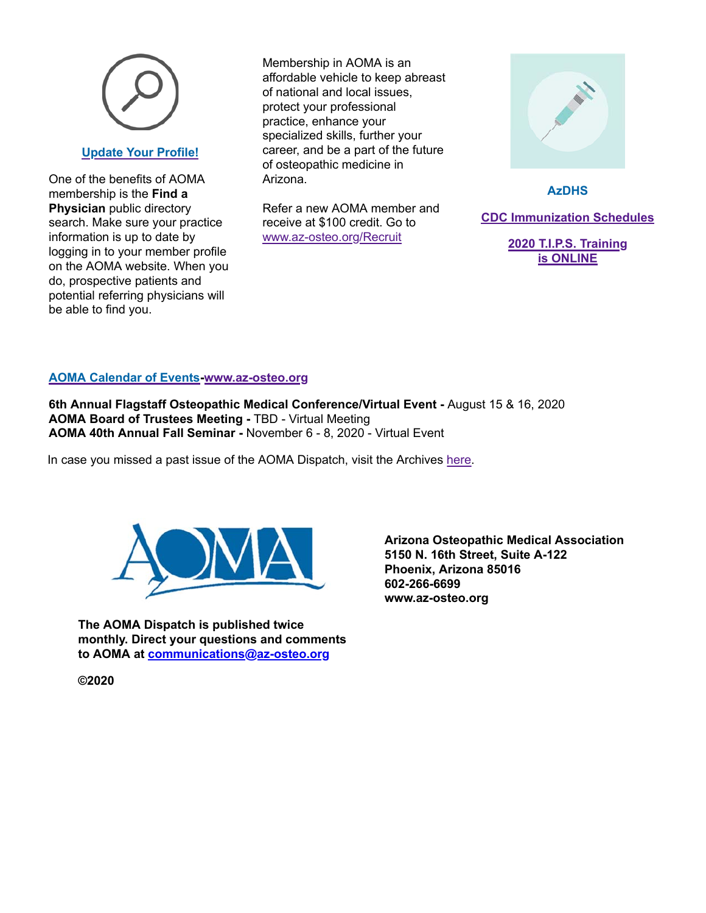**Update Your Profile!**

One of the benefits of AOMA membership is the **Find a Physician** public directory search. Make sure your practice information is up to date by logging in to your member profile on the AOMA website. When you do, prospective patients and potential referring physicians will be able to find you.

Membership in AOMA is an affordable vehicle to keep abreast of national and local issues, protect your professional practice, enhance your specialized skills, further your career, and be a part of the future of osteopathic medicine in Arizona.

Refer a new AOMA member and receive at $100 credit. Go to www.az-osteo.org/Recruit

**AzDHS**

**CDC Immunization Schedules**

**2020 T.I.P.S. Training is ONLINE**

**AOMA Calendar of Events-www.az-osteo.org**

**6th Annual Flagstaff Osteopathic Medical Conference/Virtual Event -** August 15 & 16, 2020
**AOMA Board of Trustees Meeting -** TBD - Virtual Meeting
**AOMA 40th Annual Fall Seminar -** November 6 - 8, 2020 - Virtual Event

In case you missed a past issue of the AOMA Dispatch, visit the Archives here.

AOMA

**Arizona Osteopathic Medical Association**
**5150 N. 16th Street, Suite A-122**
**Phoenix, Arizona 85016**
**602-266-6699**
**www.az-osteo.org**

**The AOMA Dispatch is published twice monthly. Direct your questions and comments to AOMA at communications@az-osteo.org**

**©2020**